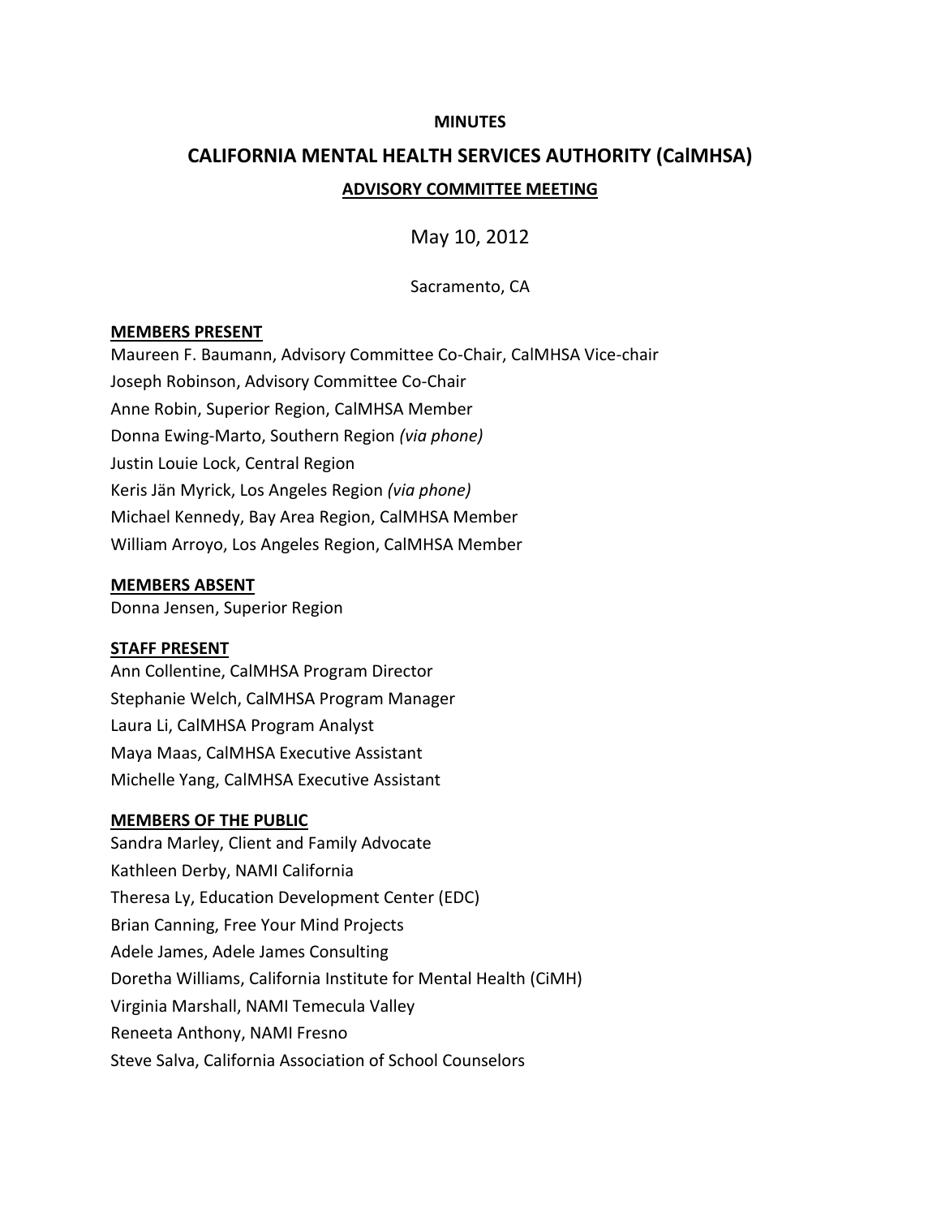**MINUTES**

# CALIFORNIA MENTAL HEALTH SERVICES AUTHORITY (CalMHSA)

## ADVISORY COMMITTEE MEETING

May 10, 2012

Sacramento, CA

**MEMBERS PRESENT**

Maureen F. Baumann, Advisory Committee Co-Chair, CalMHSA Vice-chair
Joseph Robinson, Advisory Committee Co-Chair
Anne Robin, Superior Region, CalMHSA Member
Donna Ewing-Marto, Southern Region *(via phone)*
Justin Louie Lock, Central Region
Keris Jän Myrick, Los Angeles Region *(via phone)*
Michael Kennedy, Bay Area Region, CalMHSA Member
William Arroyo, Los Angeles Region, CalMHSA Member

**MEMBERS ABSENT**

Donna Jensen, Superior Region

**STAFF PRESENT**

Ann Collentine, CalMHSA Program Director
Stephanie Welch, CalMHSA Program Manager
Laura Li, CalMHSA Program Analyst
Maya Maas, CalMHSA Executive Assistant
Michelle Yang, CalMHSA Executive Assistant

**MEMBERS OF THE PUBLIC**

Sandra Marley, Client and Family Advocate
Kathleen Derby, NAMI California
Theresa Ly, Education Development Center (EDC)
Brian Canning, Free Your Mind Projects
Adele James, Adele James Consulting
Doretha Williams, California Institute for Mental Health (CiMH)
Virginia Marshall, NAMI Temecula Valley
Reneeta Anthony, NAMI Fresno
Steve Salva, California Association of School Counselors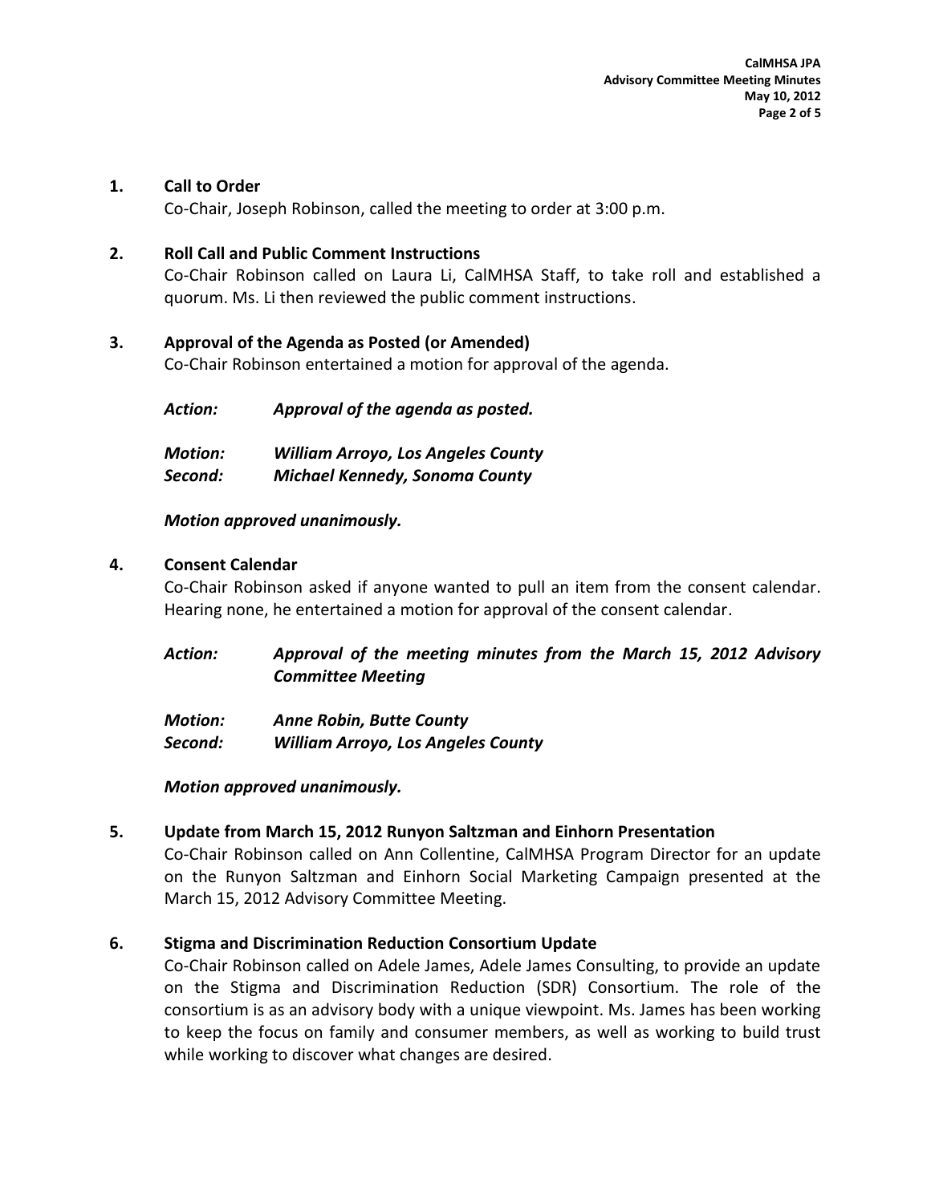## 1. Call to Order

Co-Chair, Joseph Robinson, called the meeting to order at 3:00 p.m.

## 2. Roll Call and Public Comment Instructions

Co-Chair Robinson called on Laura Li, CalMHSA Staff, to take roll and established a quorum. Ms. Li then reviewed the public comment instructions.

## 3. Approval of the Agenda as Posted (or Amended)

Co-Chair Robinson entertained a motion for approval of the agenda.

***Action:*** ***Approval of the agenda as posted.***

***Motion:*** ***William Arroyo, Los Angeles County***
***Second:*** ***Michael Kennedy, Sonoma County***

***Motion approved unanimously.***

## 4. Consent Calendar

Co-Chair Robinson asked if anyone wanted to pull an item from the consent calendar. Hearing none, he entertained a motion for approval of the consent calendar.

***Action:*** ***Approval of the meeting minutes from the March 15, 2012 Advisory Committee Meeting***

***Motion:*** ***Anne Robin, Butte County***
***Second:*** ***William Arroyo, Los Angeles County***

***Motion approved unanimously.***

## 5. Update from March 15, 2012 Runyon Saltzman and Einhorn Presentation

Co-Chair Robinson called on Ann Collentine, CalMHSA Program Director for an update on the Runyon Saltzman and Einhorn Social Marketing Campaign presented at the March 15, 2012 Advisory Committee Meeting.

## 6. Stigma and Discrimination Reduction Consortium Update

Co-Chair Robinson called on Adele James, Adele James Consulting, to provide an update on the Stigma and Discrimination Reduction (SDR) Consortium. The role of the consortium is as an advisory body with a unique viewpoint. Ms. James has been working to keep the focus on family and consumer members, as well as working to build trust while working to discover what changes are desired.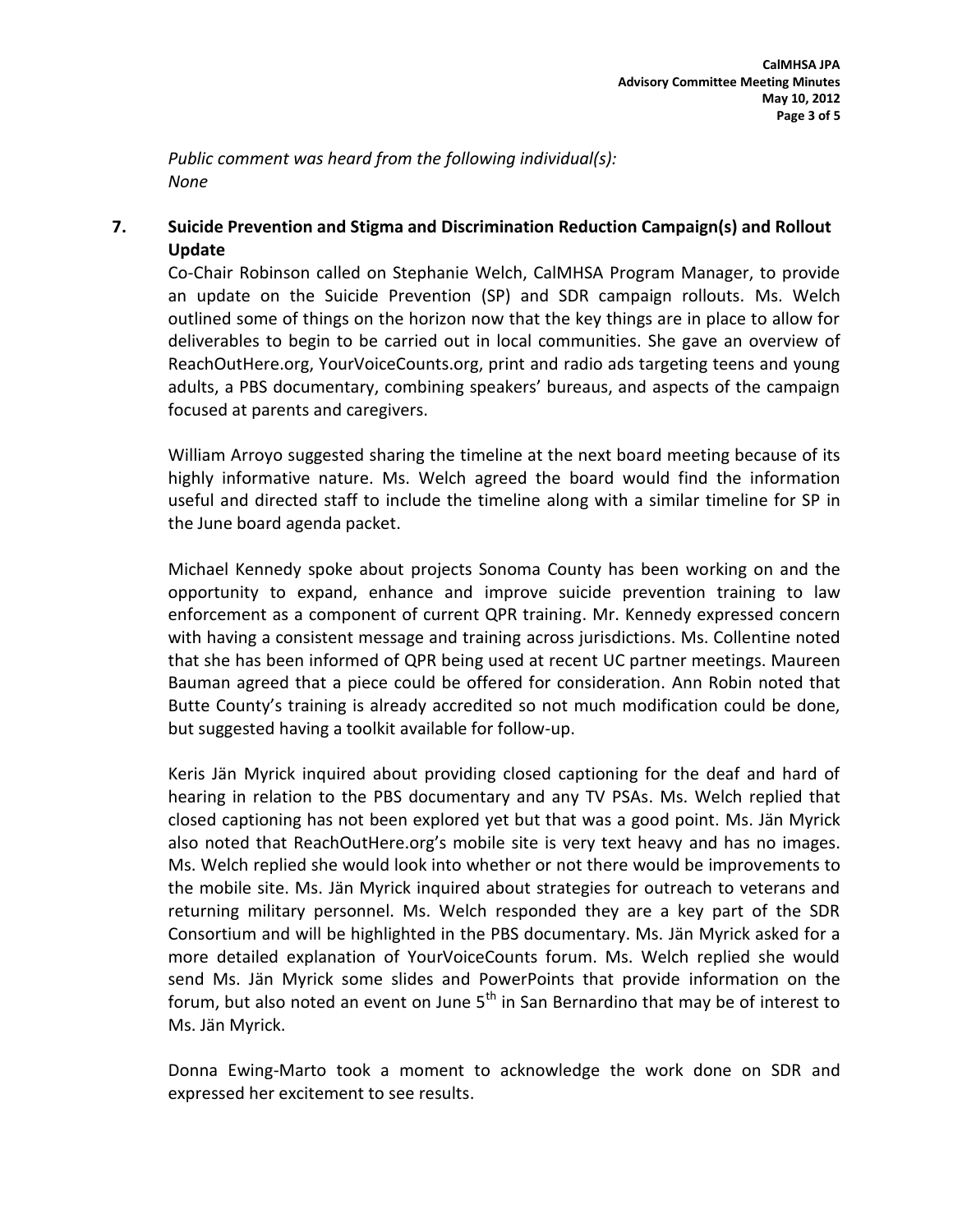*Public comment was heard from the following individual(s):*
*None*

## 7. Suicide Prevention and Stigma and Discrimination Reduction Campaign(s) and Rollout Update

Co-Chair Robinson called on Stephanie Welch, CalMHSA Program Manager, to provide an update on the Suicide Prevention (SP) and SDR campaign rollouts. Ms. Welch outlined some of things on the horizon now that the key things are in place to allow for deliverables to begin to be carried out in local communities. She gave an overview of ReachOutHere.org, YourVoiceCounts.org, print and radio ads targeting teens and young adults, a PBS documentary, combining speakers' bureaus, and aspects of the campaign focused at parents and caregivers.

William Arroyo suggested sharing the timeline at the next board meeting because of its highly informative nature. Ms. Welch agreed the board would find the information useful and directed staff to include the timeline along with a similar timeline for SP in the June board agenda packet.

Michael Kennedy spoke about projects Sonoma County has been working on and the opportunity to expand, enhance and improve suicide prevention training to law enforcement as a component of current QPR training. Mr. Kennedy expressed concern with having a consistent message and training across jurisdictions. Ms. Collentine noted that she has been informed of QPR being used at recent UC partner meetings. Maureen Bauman agreed that a piece could be offered for consideration. Ann Robin noted that Butte County's training is already accredited so not much modification could be done, but suggested having a toolkit available for follow-up.

Keris Jän Myrick inquired about providing closed captioning for the deaf and hard of hearing in relation to the PBS documentary and any TV PSAs. Ms. Welch replied that closed captioning has not been explored yet but that was a good point. Ms. Jän Myrick also noted that ReachOutHere.org's mobile site is very text heavy and has no images. Ms. Welch replied she would look into whether or not there would be improvements to the mobile site. Ms. Jän Myrick inquired about strategies for outreach to veterans and returning military personnel. Ms. Welch responded they are a key part of the SDR Consortium and will be highlighted in the PBS documentary. Ms. Jän Myrick asked for a more detailed explanation of YourVoiceCounts forum. Ms. Welch replied she would send Ms. Jän Myrick some slides and PowerPoints that provide information on the forum, but also noted an event on June 5th in San Bernardino that may be of interest to Ms. Jän Myrick.

Donna Ewing-Marto took a moment to acknowledge the work done on SDR and expressed her excitement to see results.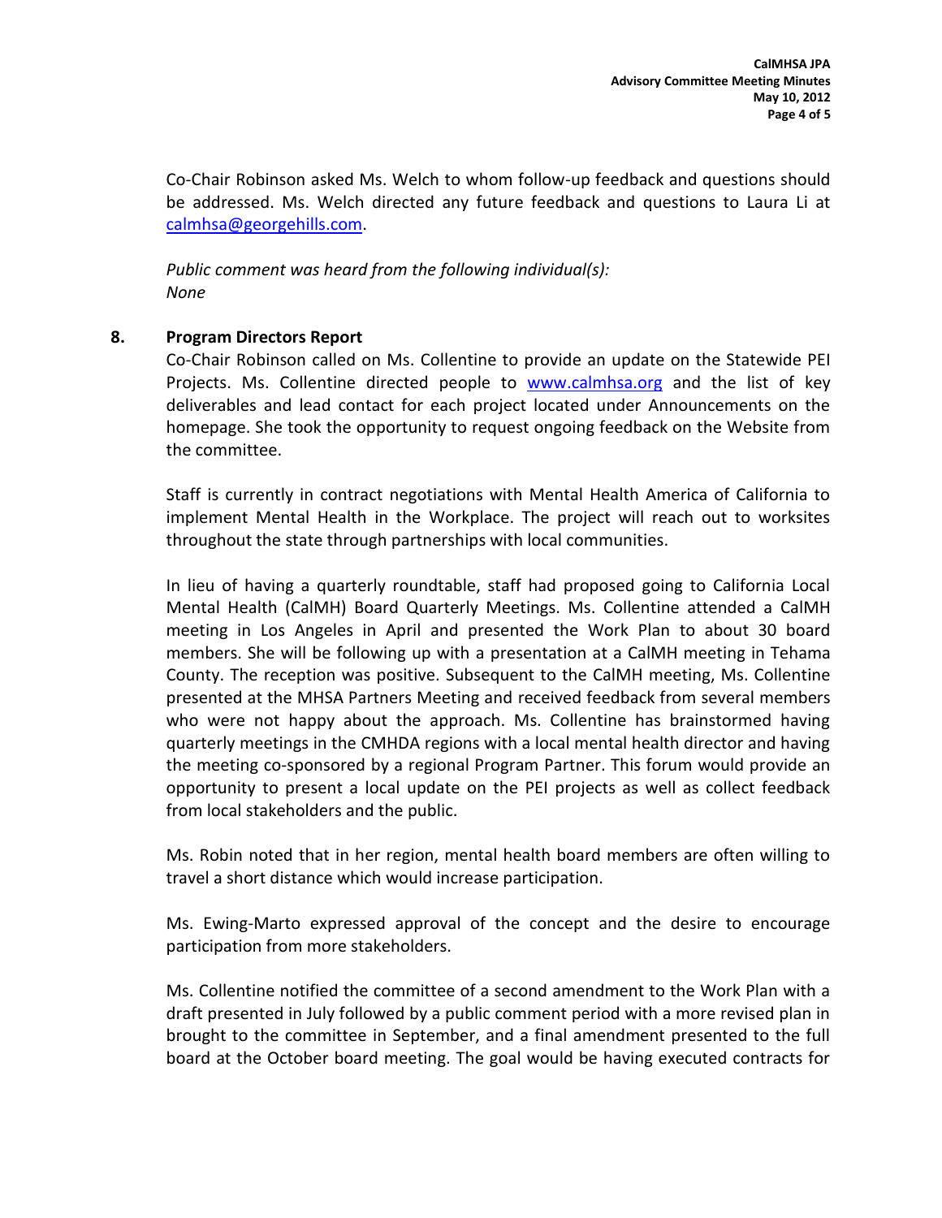Co-Chair Robinson asked Ms. Welch to whom follow-up feedback and questions should be addressed. Ms. Welch directed any future feedback and questions to Laura Li at calmhsa@georgehills.com.

*Public comment was heard from the following individual(s):*
*None*

**8. Program Directors Report**

Co-Chair Robinson called on Ms. Collentine to provide an update on the Statewide PEI Projects. Ms. Collentine directed people to www.calmhsa.org and the list of key deliverables and lead contact for each project located under Announcements on the homepage. She took the opportunity to request ongoing feedback on the Website from the committee.

Staff is currently in contract negotiations with Mental Health America of California to implement Mental Health in the Workplace. The project will reach out to worksites throughout the state through partnerships with local communities.

In lieu of having a quarterly roundtable, staff had proposed going to California Local Mental Health (CalMH) Board Quarterly Meetings. Ms. Collentine attended a CalMH meeting in Los Angeles in April and presented the Work Plan to about 30 board members. She will be following up with a presentation at a CalMH meeting in Tehama County. The reception was positive. Subsequent to the CalMH meeting, Ms. Collentine presented at the MHSA Partners Meeting and received feedback from several members who were not happy about the approach. Ms. Collentine has brainstormed having quarterly meetings in the CMHDA regions with a local mental health director and having the meeting co-sponsored by a regional Program Partner. This forum would provide an opportunity to present a local update on the PEI projects as well as collect feedback from local stakeholders and the public.

Ms. Robin noted that in her region, mental health board members are often willing to travel a short distance which would increase participation.

Ms. Ewing-Marto expressed approval of the concept and the desire to encourage participation from more stakeholders.

Ms. Collentine notified the committee of a second amendment to the Work Plan with a draft presented in July followed by a public comment period with a more revised plan in brought to the committee in September, and a final amendment presented to the full board at the October board meeting. The goal would be having executed contracts for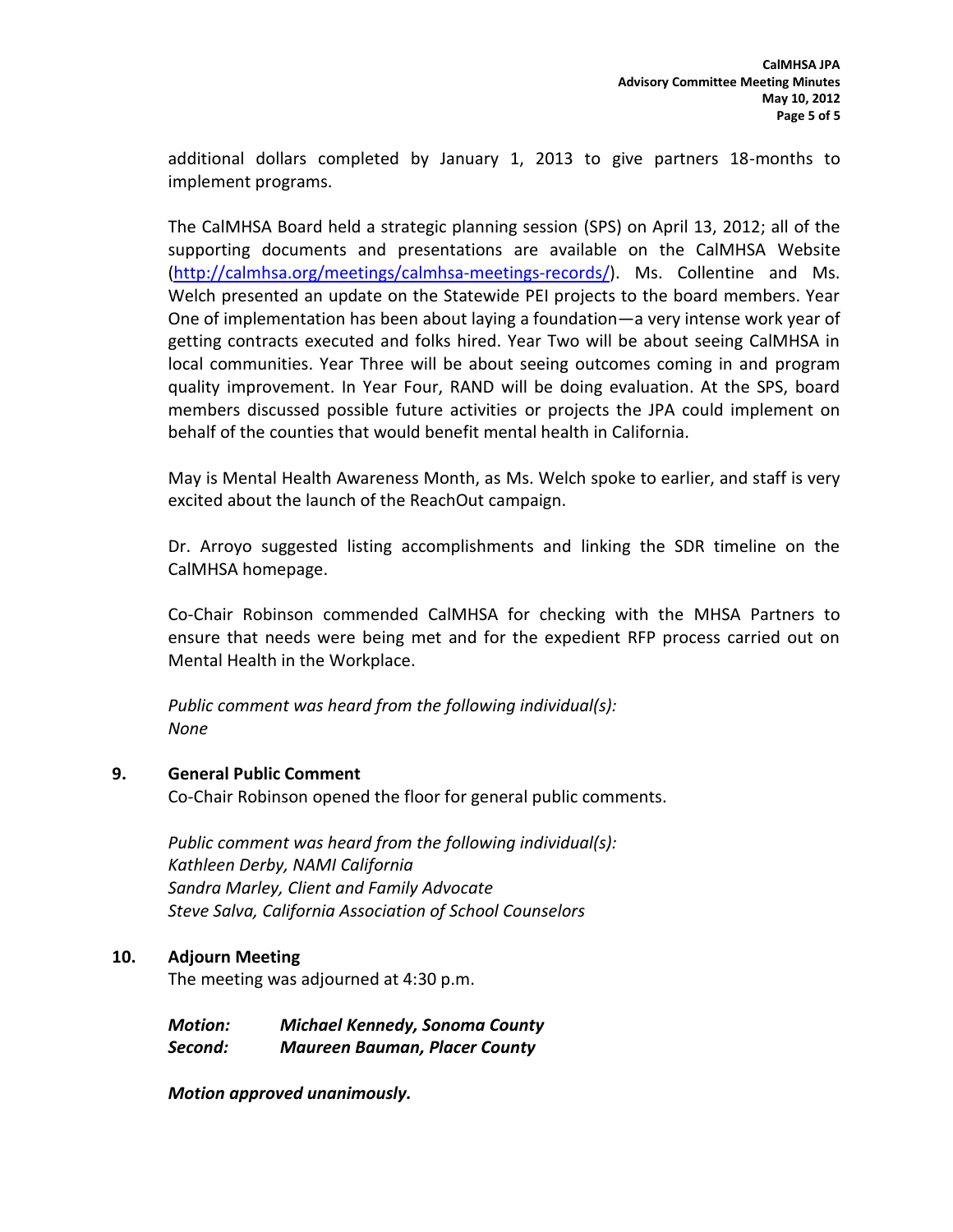additional dollars completed by January 1, 2013 to give partners 18-months to implement programs.

The CalMHSA Board held a strategic planning session (SPS) on April 13, 2012; all of the supporting documents and presentations are available on the CalMHSA Website (http://calmhsa.org/meetings/calmhsa-meetings-records/). Ms. Collentine and Ms. Welch presented an update on the Statewide PEI projects to the board members. Year One of implementation has been about laying a foundation—a very intense work year of getting contracts executed and folks hired. Year Two will be about seeing CalMHSA in local communities. Year Three will be about seeing outcomes coming in and program quality improvement. In Year Four, RAND will be doing evaluation. At the SPS, board members discussed possible future activities or projects the JPA could implement on behalf of the counties that would benefit mental health in California.

May is Mental Health Awareness Month, as Ms. Welch spoke to earlier, and staff is very excited about the launch of the ReachOut campaign.

Dr. Arroyo suggested listing accomplishments and linking the SDR timeline on the CalMHSA homepage.

Co-Chair Robinson commended CalMHSA for checking with the MHSA Partners to ensure that needs were being met and for the expedient RFP process carried out on Mental Health in the Workplace.

*Public comment was heard from the following individual(s):*
*None*

## 9. General Public Comment

Co-Chair Robinson opened the floor for general public comments.

*Public comment was heard from the following individual(s):*
*Kathleen Derby, NAMI California*
*Sandra Marley, Client and Family Advocate*
*Steve Salva, California Association of School Counselors*

## 10. Adjourn Meeting

The meeting was adjourned at 4:30 p.m.

***Motion:*** ***Michael Kennedy, Sonoma County***
***Second:*** ***Maureen Bauman, Placer County***

***Motion approved unanimously.***